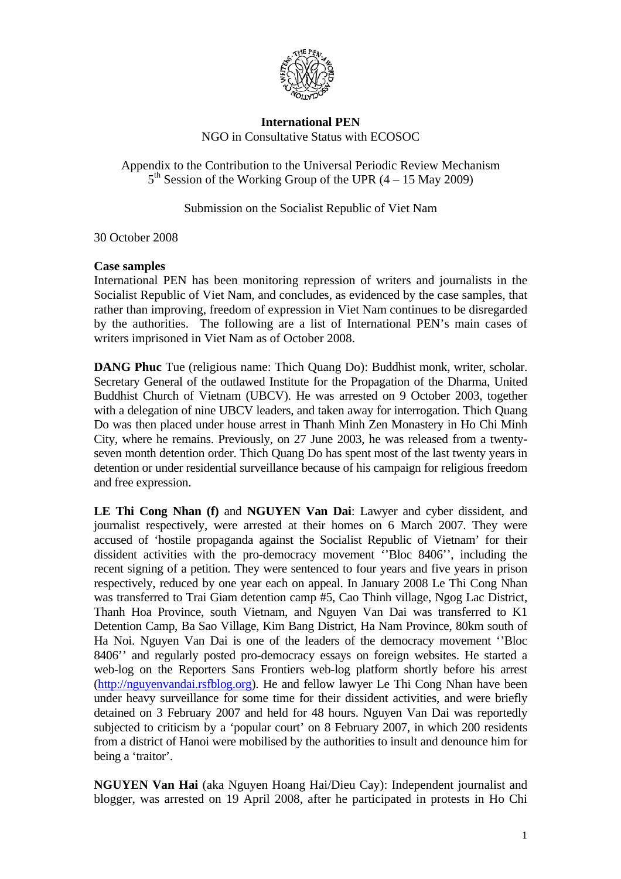**International PEN**
NGO in Consultative Status with ECOSOC

Appendix to the Contribution to the Universal Periodic Review Mechanism
5th Session of the Working Group of the UPR (4 – 15 May 2009)

Submission on the Socialist Republic of Viet Nam

30 October 2008

**Case samples**
International PEN has been monitoring repression of writers and journalists in the Socialist Republic of Viet Nam, and concludes, as evidenced by the case samples, that rather than improving, freedom of expression in Viet Nam continues to be disregarded by the authorities. The following are a list of International PEN's main cases of writers imprisoned in Viet Nam as of October 2008.

**DANG Phuc** Tue (religious name: Thich Quang Do): Buddhist monk, writer, scholar. Secretary General of the outlawed Institute for the Propagation of the Dharma, United Buddhist Church of Vietnam (UBCV). He was arrested on 9 October 2003, together with a delegation of nine UBCV leaders, and taken away for interrogation. Thich Quang Do was then placed under house arrest in Thanh Minh Zen Monastery in Ho Chi Minh City, where he remains. Previously, on 27 June 2003, he was released from a twenty-seven month detention order. Thich Quang Do has spent most of the last twenty years in detention or under residential surveillance because of his campaign for religious freedom and free expression.

**LE Thi Cong Nhan (f)** and **NGUYEN Van Dai**: Lawyer and cyber dissident, and journalist respectively, were arrested at their homes on 6 March 2007. They were accused of 'hostile propaganda against the Socialist Republic of Vietnam' for their dissident activities with the pro-democracy movement ''Bloc 8406'', including the recent signing of a petition. They were sentenced to four years and five years in prison respectively, reduced by one year each on appeal. In January 2008 Le Thi Cong Nhan was transferred to Trai Giam detention camp #5, Cao Thinh village, Ngog Lac District, Thanh Hoa Province, south Vietnam, and Nguyen Van Dai was transferred to K1 Detention Camp, Ba Sao Village, Kim Bang District, Ha Nam Province, 80km south of Ha Noi. Nguyen Van Dai is one of the leaders of the democracy movement ''Bloc 8406'' and regularly posted pro-democracy essays on foreign websites. He started a web-log on the Reporters Sans Frontiers web-log platform shortly before his arrest (http://nguyenvandai.rsfblog.org). He and fellow lawyer Le Thi Cong Nhan have been under heavy surveillance for some time for their dissident activities, and were briefly detained on 3 February 2007 and held for 48 hours. Nguyen Van Dai was reportedly subjected to criticism by a 'popular court' on 8 February 2007, in which 200 residents from a district of Hanoi were mobilised by the authorities to insult and denounce him for being a 'traitor'.

**NGUYEN Van Hai** (aka Nguyen Hoang Hai/Dieu Cay): Independent journalist and blogger, was arrested on 19 April 2008, after he participated in protests in Ho Chi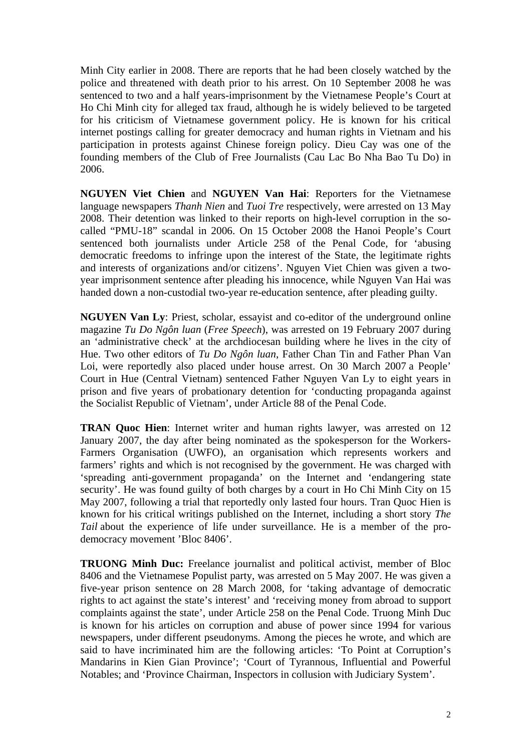Minh City earlier in 2008. There are reports that he had been closely watched by the police and threatened with death prior to his arrest. On 10 September 2008 he was sentenced to two and a half years-imprisonment by the Vietnamese People's Court at Ho Chi Minh city for alleged tax fraud, although he is widely believed to be targeted for his criticism of Vietnamese government policy. He is known for his critical internet postings calling for greater democracy and human rights in Vietnam and his participation in protests against Chinese foreign policy. Dieu Cay was one of the founding members of the Club of Free Journalists (Cau Lac Bo Nha Bao Tu Do) in 2006.

**NGUYEN Viet Chien** and **NGUYEN Van Hai**: Reporters for the Vietnamese language newspapers *Thanh Nien* and *Tuoi Tre* respectively, were arrested on 13 May 2008. Their detention was linked to their reports on high-level corruption in the so-called "PMU-18" scandal in 2006. On 15 October 2008 the Hanoi People's Court sentenced both journalists under Article 258 of the Penal Code, for 'abusing democratic freedoms to infringe upon the interest of the State, the legitimate rights and interests of organizations and/or citizens'. Nguyen Viet Chien was given a two-year imprisonment sentence after pleading his innocence, while Nguyen Van Hai was handed down a non-custodial two-year re-education sentence, after pleading guilty.

**NGUYEN Van Ly**: Priest, scholar, essayist and co-editor of the underground online magazine *Tu Do Ngôn luan* (*Free Speech*), was arrested on 19 February 2007 during an 'administrative check' at the archdiocesan building where he lives in the city of Hue. Two other editors of *Tu Do Ngôn luan*, Father Chan Tin and Father Phan Van Loi, were reportedly also placed under house arrest. On 30 March 2007 a People' Court in Hue (Central Vietnam) sentenced Father Nguyen Van Ly to eight years in prison and five years of probationary detention for 'conducting propaganda against the Socialist Republic of Vietnam', under Article 88 of the Penal Code.

**TRAN Quoc Hien**: Internet writer and human rights lawyer, was arrested on 12 January 2007, the day after being nominated as the spokesperson for the Workers-Farmers Organisation (UWFO), an organisation which represents workers and farmers' rights and which is not recognised by the government. He was charged with 'spreading anti-government propaganda' on the Internet and 'endangering state security'. He was found guilty of both charges by a court in Ho Chi Minh City on 15 May 2007, following a trial that reportedly only lasted four hours. Tran Quoc Hien is known for his critical writings published on the Internet, including a short story *The Tail* about the experience of life under surveillance. He is a member of the pro-democracy movement 'Bloc 8406'.

**TRUONG Minh Duc:** Freelance journalist and political activist, member of Bloc 8406 and the Vietnamese Populist party, was arrested on 5 May 2007. He was given a five-year prison sentence on 28 March 2008, for 'taking advantage of democratic rights to act against the state's interest' and 'receiving money from abroad to support complaints against the state', under Article 258 on the Penal Code. Truong Minh Duc is known for his articles on corruption and abuse of power since 1994 for various newspapers, under different pseudonyms. Among the pieces he wrote, and which are said to have incriminated him are the following articles: 'To Point at Corruption's Mandarins in Kien Gian Province'; 'Court of Tyrannous, Influential and Powerful Notables; and 'Province Chairman, Inspectors in collusion with Judiciary System'.